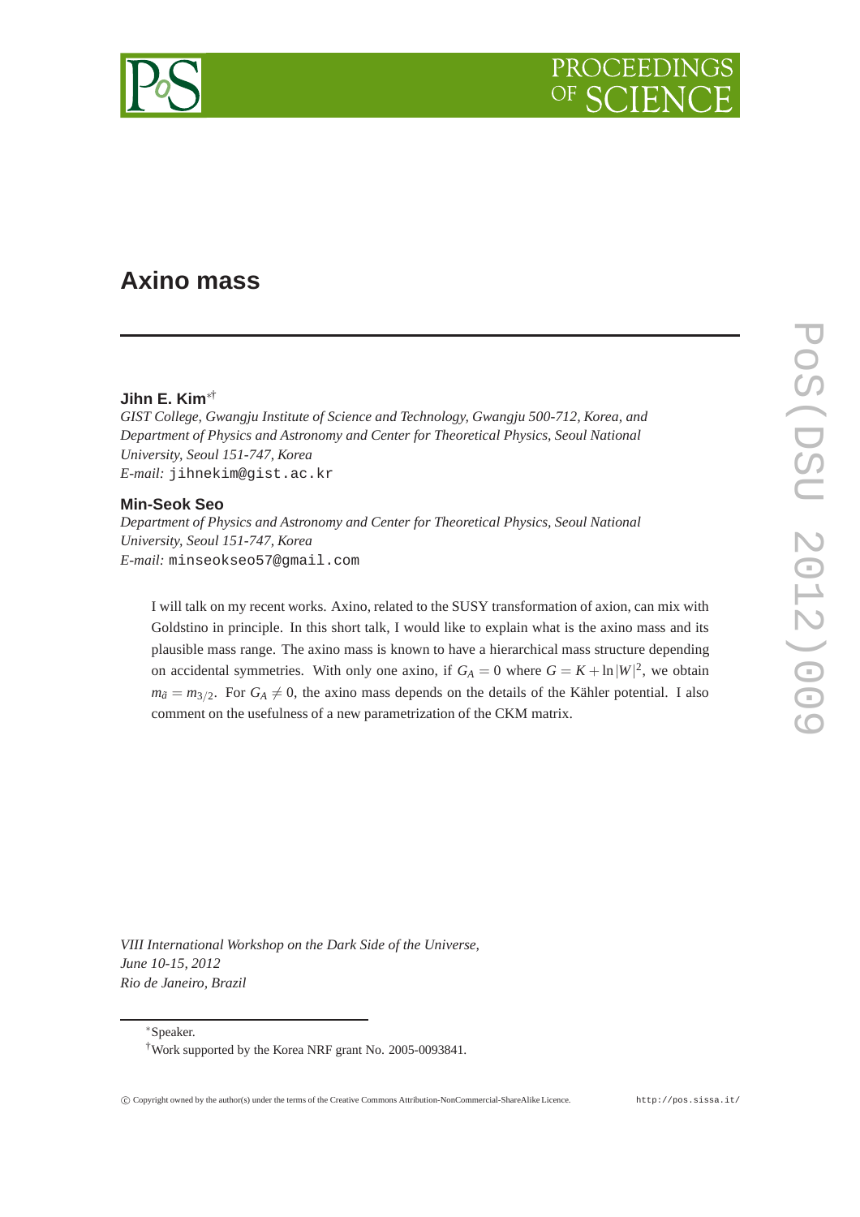# Axino mass

**Jihn E. Kim**[*,†]

*GIST College, Gwangju Institute of Science and Technology, Gwangju 500-712, Korea, and Department of Physics and Astronomy and Center for Theoretical Physics, Seoul National University, Seoul 151-747, Korea*

*E-mail:* jihnekim@gist.ac.kr

**Min-Seok Seo**

*Department of Physics and Astronomy and Center for Theoretical Physics, Seoul National University, Seoul 151-747, Korea*

*E-mail:* minseokseo57@gmail.com

I will talk on my recent works. Axino, related to the SUSY transformation of axion, can mix with Goldstino in principle. In this short talk, I would like to explain what is the axino mass and its plausible mass range. The axino mass is known to have a hierarchical mass structure depending on accidental symmetries. With only one axino, if $G_A = 0$ where $G = K + \ln|W|^2$, we obtain $m_{\tilde{a}} = m_{3/2}$. For $G_A \neq 0$, the axino mass depends on the details of the Kähler potential. I also comment on the usefulness of a new parametrization of the CKM matrix.

*VIII International Workshop on the Dark Side of the Universe,*
*June 10-15, 2012*
*Rio de Janeiro, Brazil*

[*]Speaker.

[†]Work supported by the Korea NRF grant No. 2005-0093841.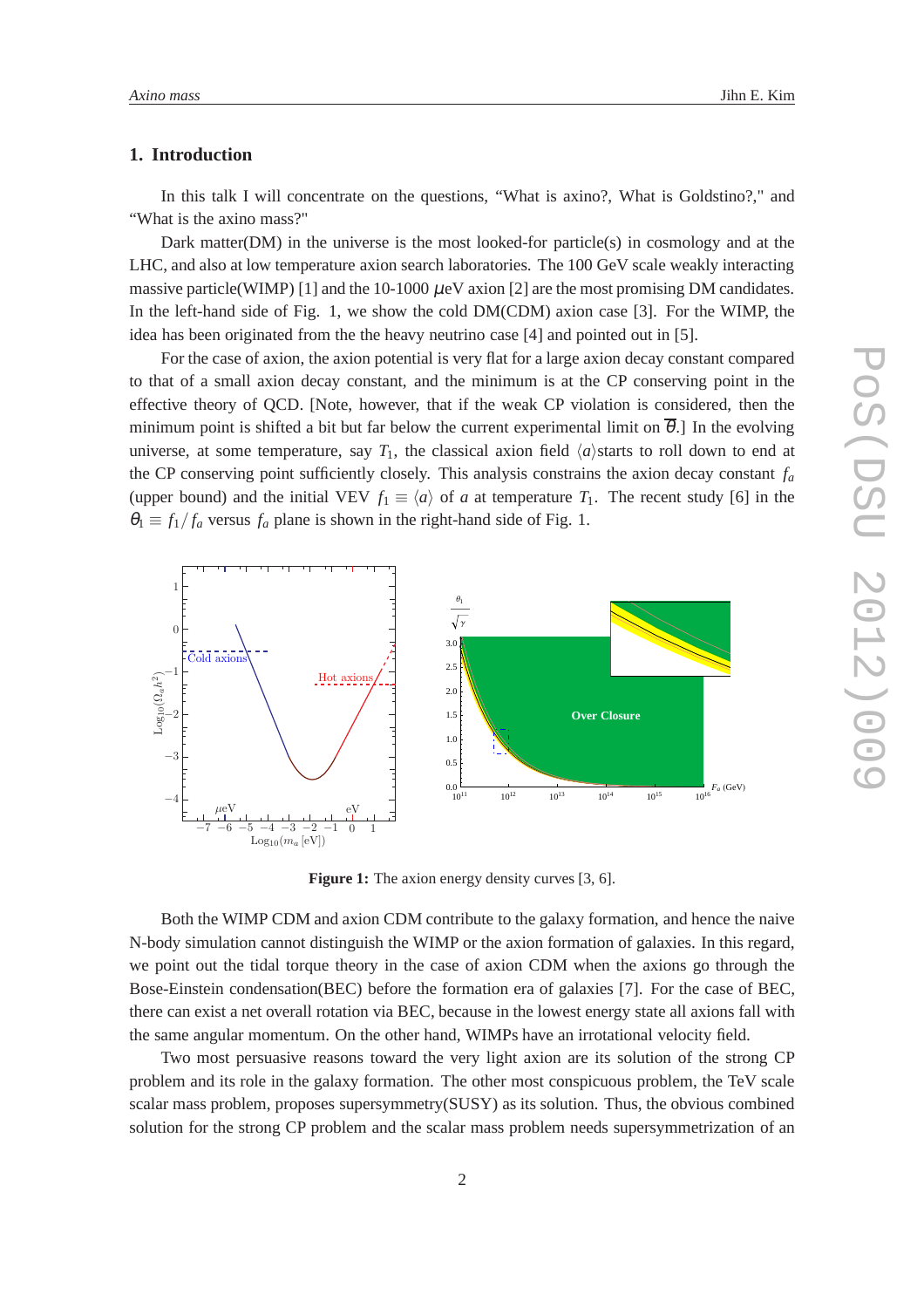## 1. Introduction

In this talk I will concentrate on the questions, "What is axino?, What is Goldstino?," and "What is the axino mass?"

Dark matter(DM) in the universe is the most looked-for particle(s) in cosmology and at the LHC, and also at low temperature axion search laboratories. The 100 GeV scale weakly interacting massive particle(WIMP) [1] and the 10-1000 $\mu$eV axion [2] are the most promising DM candidates. In the left-hand side of Fig. 1, we show the cold DM(CDM) axion case [3]. For the WIMP, the idea has been originated from the the heavy neutrino case [4] and pointed out in [5].

For the case of axion, the axion potential is very flat for a large axion decay constant compared to that of a small axion decay constant, and the minimum is at the CP conserving point in the effective theory of QCD. [Note, however, that if the weak CP violation is considered, then the minimum point is shifted a bit but far below the current experimental limit on $\overline{\theta}$.] In the evolving universe, at some temperature, say $T_1$, the classical axion field $\langle a\rangle$starts to roll down to end at the CP conserving point sufficiently closely. This analysis constrains the axion decay constant $f_a$ (upper bound) and the initial VEV $f_1 \equiv \langle a\rangle$ of $a$ at temperature $T_1$. The recent study [6] in the $\theta_1 \equiv f_1/f_a$ versus $f_a$ plane is shown in the right-hand side of Fig. 1.

**Figure 1:** The axion energy density curves [3, 6].

Both the WIMP CDM and axion CDM contribute to the galaxy formation, and hence the naive N-body simulation cannot distinguish the WIMP or the axion formation of galaxies. In this regard, we point out the tidal torque theory in the case of axion CDM when the axions go through the Bose-Einstein condensation(BEC) before the formation era of galaxies [7]. For the case of BEC, there can exist a net overall rotation via BEC, because in the lowest energy state all axions fall with the same angular momentum. On the other hand, WIMPs have an irrotational velocity field.

Two most persuasive reasons toward the very light axion are its solution of the strong CP problem and its role in the galaxy formation. The other most conspicuous problem, the TeV scale scalar mass problem, proposes supersymmetry(SUSY) as its solution. Thus, the obvious combined solution for the strong CP problem and the scalar mass problem needs supersymmetrization of an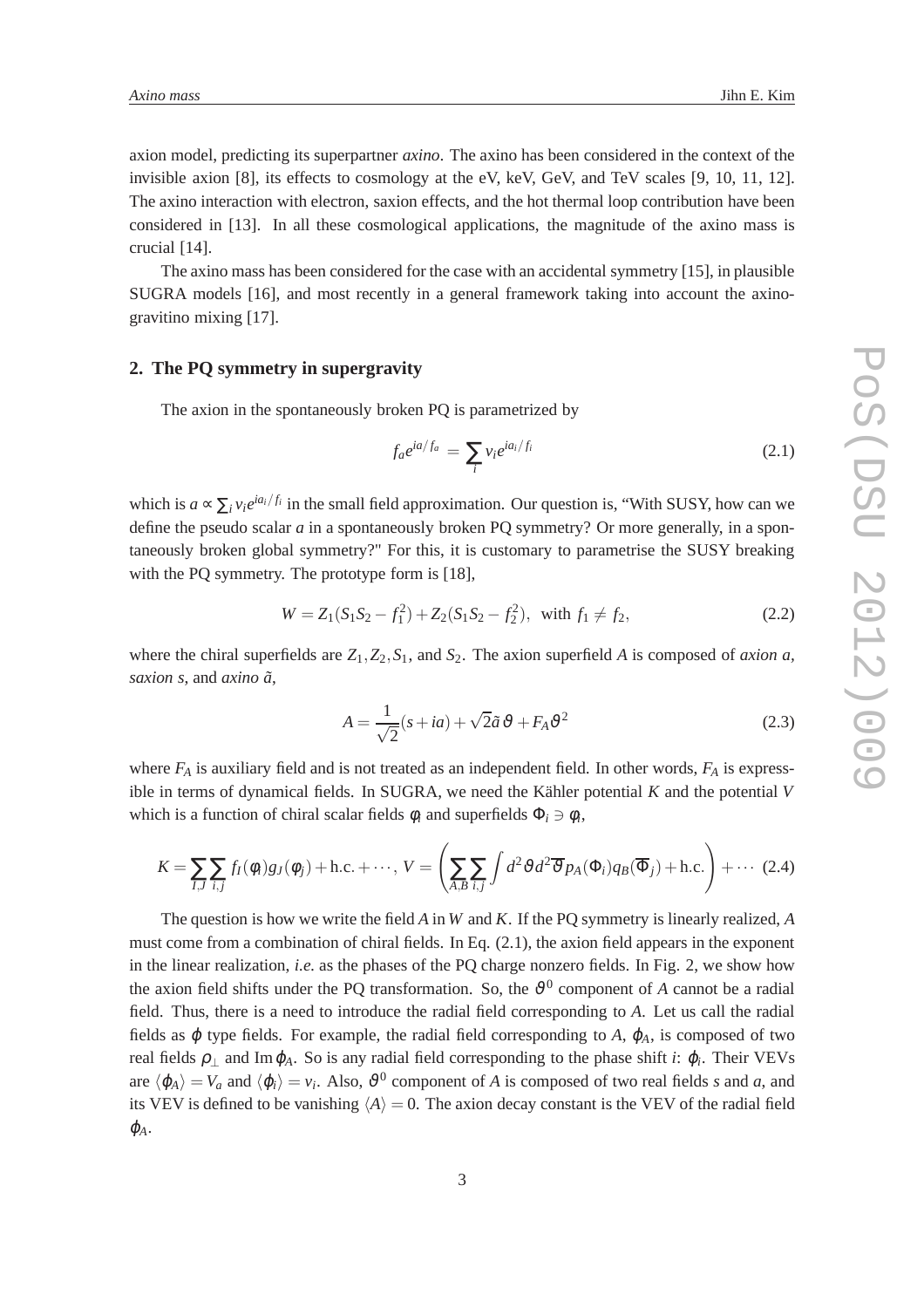axion model, predicting its superpartner *axino*. The axino has been considered in the context of the invisible axion [8], its effects to cosmology at the eV, keV, GeV, and TeV scales [9, 10, 11, 12]. The axino interaction with electron, saxion effects, and the hot thermal loop contribution have been considered in [13]. In all these cosmological applications, the magnitude of the axino mass is crucial [14].

The axino mass has been considered for the case with an accidental symmetry [15], in plausible SUGRA models [16], and most recently in a general framework taking into account the axino-gravitino mixing [17].

## 2. The PQ symmetry in supergravity

The axion in the spontaneously broken PQ is parametrized by

$$f_a e^{ia/f_a} = \sum_i v_i e^{ia_i/f_i} \tag{2.1}$$

which is $a \propto \sum_i v_i e^{ia_i/f_i}$ in the small field approximation. Our question is, "With SUSY, how can we define the pseudo scalar $a$ in a spontaneously broken PQ symmetry? Or more generally, in a spontaneously broken global symmetry?" For this, it is customary to parametrise the SUSY breaking with the PQ symmetry. The prototype form is [18],

$$W = Z_1(S_1S_2 - f_1^2) + Z_2(S_1S_2 - f_2^2), \text{ with } f_1 \neq f_2, \tag{2.2}$$

where the chiral superfields are $Z_1, Z_2, S_1$, and $S_2$. The axion superfield $A$ is composed of *axion a*, *saxion s*, and *axino* $\tilde{a}$,

$$A = \frac{1}{\sqrt{2}}(s + ia) + \sqrt{2}\tilde{a}\,\vartheta + F_A\vartheta^2 \tag{2.3}$$

where $F_A$ is auxiliary field and is not treated as an independent field. In other words, $F_A$ is expressible in terms of dynamical fields. In SUGRA, we need the Kähler potential $K$ and the potential $V$ which is a function of chiral scalar fields $\phi_i$ and superfields $\Phi_i \ni \phi_i$,

$$K = \sum_{I,J}\sum_{i,j} f_I(\phi_i)g_J(\phi_j) + \text{h.c.} + \cdots,\; V = \left(\sum_{A,B}\sum_{i,j}\int d^2\vartheta d^2\overline{\vartheta}\, p_A(\Phi_i)q_B(\overline{\Phi}_j) + \text{h.c.}\right) + \cdots \tag{2.4}$$

The question is how we write the field $A$ in $W$ and $K$. If the PQ symmetry is linearly realized, $A$ must come from a combination of chiral fields. In Eq. (2.1), the axion field appears in the exponent in the linear realization, *i.e.* as the phases of the PQ charge nonzero fields. In Fig. 2, we show how the axion field shifts under the PQ transformation. So, the $\vartheta^0$ component of $A$ cannot be a radial field. Thus, there is a need to introduce the radial field corresponding to $A$. Let us call the radial fields as $\varphi$ type fields. For example, the radial field corresponding to $A$, $\varphi_A$, is composed of two real fields $\rho_\perp$ and $\text{Im}\,\varphi_A$. So is any radial field corresponding to the phase shift $i$: $\varphi_i$. Their VEVs are $\langle\varphi_A\rangle = V_a$ and $\langle\varphi_i\rangle = v_i$. Also, $\vartheta^0$ component of $A$ is composed of two real fields $s$ and $a$, and its VEV is defined to be vanishing $\langle A\rangle = 0$. The axion decay constant is the VEV of the radial field $\varphi_A$.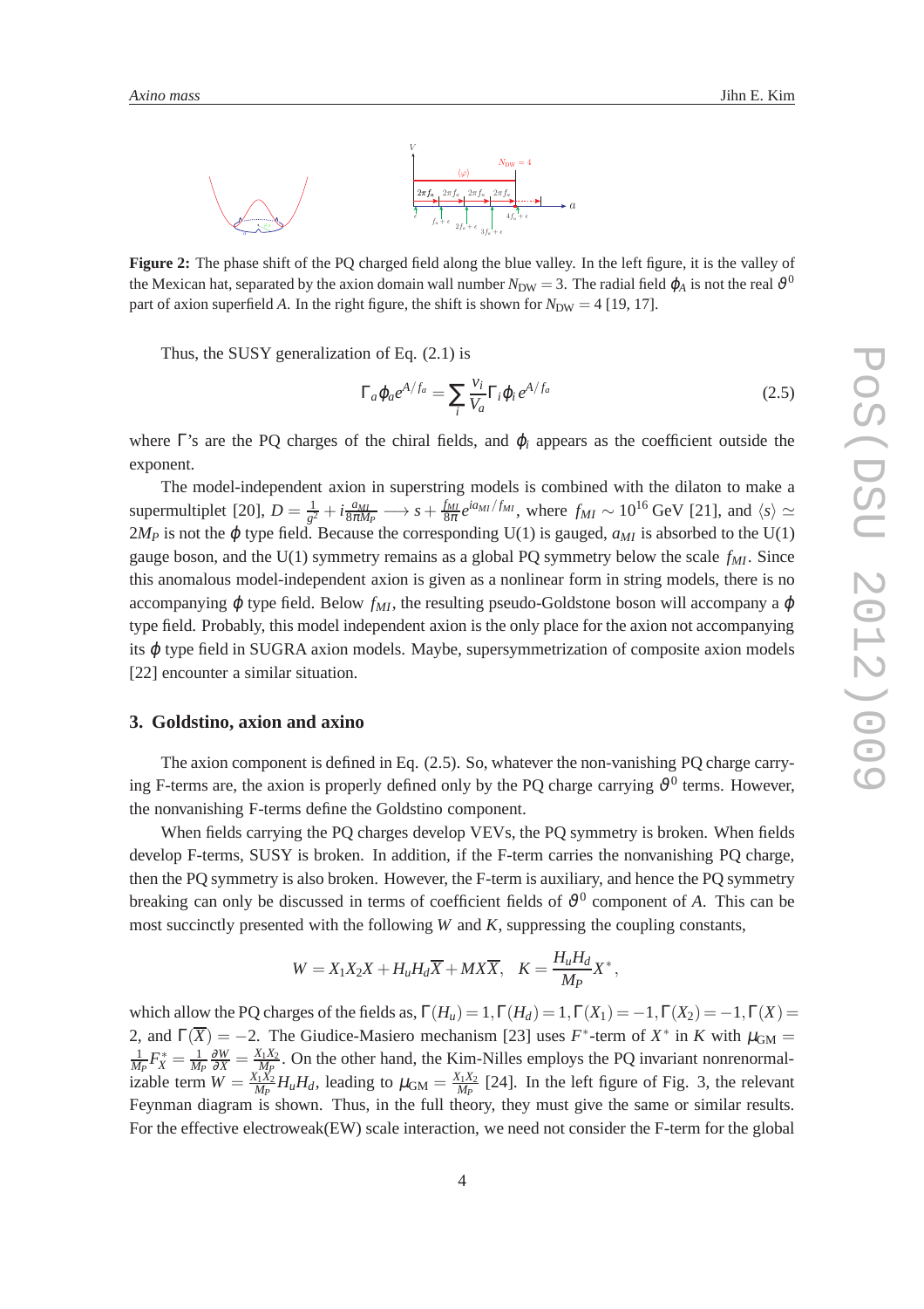**Figure 2:** The phase shift of the PQ charged field along the blue valley. In the left figure, it is the valley of the Mexican hat, separated by the axion domain wall number $N_{\rm DW} = 3$. The radial field $\varphi_A$ is not the real $\vartheta^0$ part of axion superfield $A$. In the right figure, the shift is shown for $N_{\rm DW} = 4$ [19, 17].

Thus, the SUSY generalization of Eq. (2.1) is

$$\Gamma_a \varphi_a e^{A/f_a} = \sum_i \frac{v_i}{V_a} \Gamma_i \varphi_i \, e^{A/f_a} \tag{2.5}$$

where $\Gamma$'s are the PQ charges of the chiral fields, and $\varphi_i$ appears as the coefficient outside the exponent.

The model-independent axion in superstring models is combined with the dilaton to make a supermultiplet [20], $D = \frac{1}{g^2} + i\frac{a_{MI}}{8\pi M_P} \longrightarrow s + \frac{f_{MI}}{8\pi} e^{ia_{MI}/f_{MI}}$, where $f_{MI} \sim 10^{16}$ GeV [21], and $\langle s \rangle \simeq 2M_P$ is not the $\varphi$ type field. Because the corresponding U(1) is gauged, $a_{MI}$ is absorbed to the U(1) gauge boson, and the U(1) symmetry remains as a global PQ symmetry below the scale $f_{MI}$. Since this anomalous model-independent axion is given as a nonlinear form in string models, there is no accompanying $\varphi$ type field. Below $f_{MI}$, the resulting pseudo-Goldstone boson will accompany a $\varphi$ type field. Probably, this model independent axion is the only place for the axion not accompanying its $\varphi$ type field in SUGRA axion models. Maybe, supersymmetrization of composite axion models [22] encounter a similar situation.

## 3. Goldstino, axion and axino

The axion component is defined in Eq. (2.5). So, whatever the non-vanishing PQ charge carrying F-terms are, the axion is properly defined only by the PQ charge carrying $\vartheta^0$ terms. However, the nonvanishing F-terms define the Goldstino component.

When fields carrying the PQ charges develop VEVs, the PQ symmetry is broken. When fields develop F-terms, SUSY is broken. In addition, if the F-term carries the nonvanishing PQ charge, then the PQ symmetry is also broken. However, the F-term is auxiliary, and hence the PQ symmetry breaking can only be discussed in terms of coefficient fields of $\vartheta^0$ component of $A$. This can be most succinctly presented with the following $W$ and $K$, suppressing the coupling constants,

$$W = X_1 X_2 X + H_u H_d \overline{X} + M X \overline{X}, \quad K = \frac{H_u H_d}{M_P} X^*,$$

which allow the PQ charges of the fields as, $\Gamma(H_u) = 1, \Gamma(H_d) = 1, \Gamma(X_1) = -1, \Gamma(X_2) = -1, \Gamma(X) = 2$, and $\Gamma(\overline{X}) = -2$. The Giudice-Masiero mechanism [23] uses $F^*$-term of $X^*$ in $K$ with $\mu_{\rm GM} = \frac{1}{M_P} F_X^* = \frac{1}{M_P} \frac{\partial W}{\partial X} = \frac{X_1 X_2}{M_P}$. On the other hand, the Kim-Nilles employs the PQ invariant nonrenormalizable term $W = \frac{X_1 X_2}{M_P} H_u H_d$, leading to $\mu_{\rm GM} = \frac{X_1 X_2}{M_P}$ [24]. In the left figure of Fig. 3, the relevant Feynman diagram is shown. Thus, in the full theory, they must give the same or similar results. For the effective electroweak(EW) scale interaction, we need not consider the F-term for the global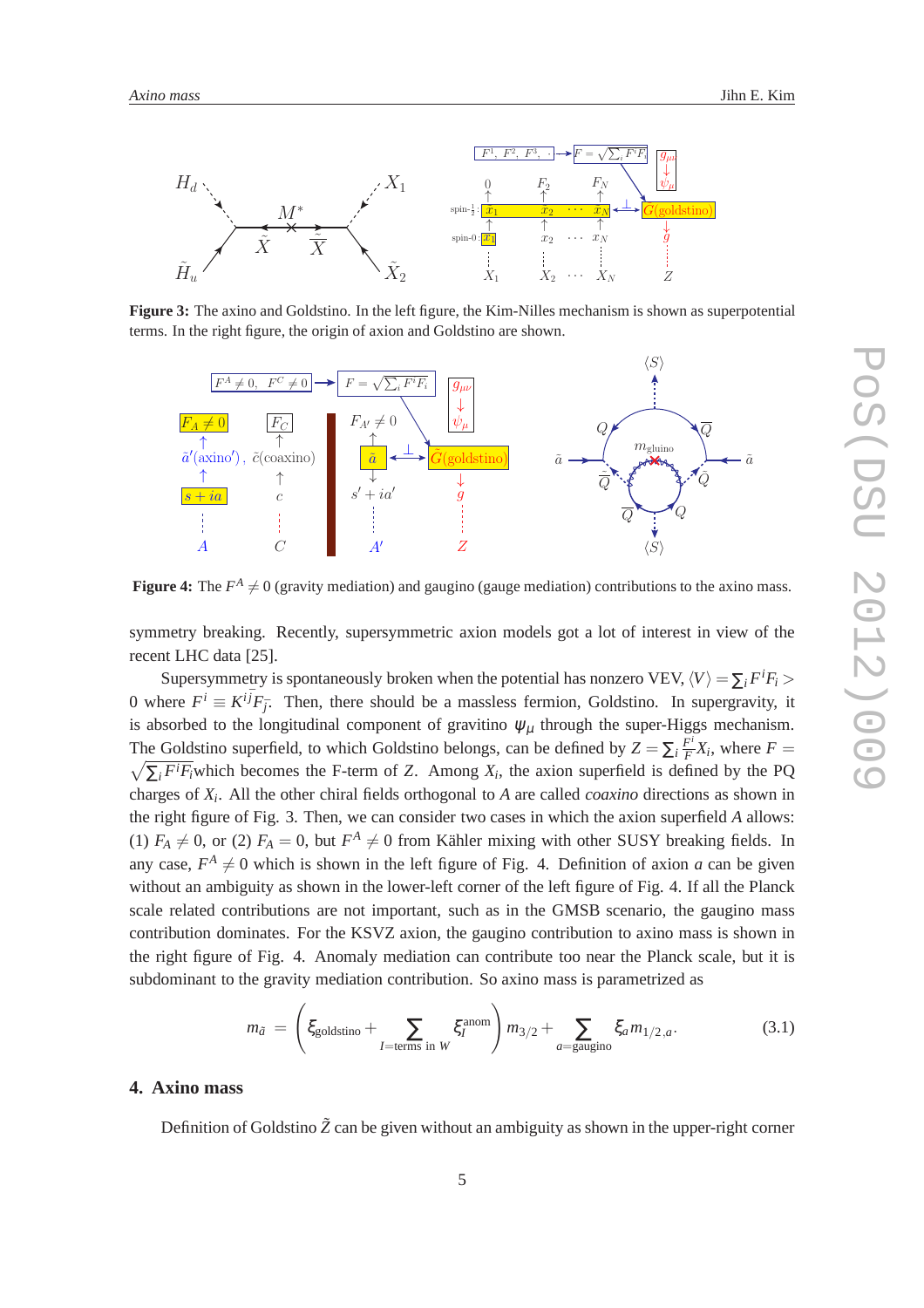**Figure 3:** The axino and Goldstino. In the left figure, the Kim-Nilles mechanism is shown as superpotential terms. In the right figure, the origin of axion and Goldstino are shown.

**Figure 4:** The $F^A \neq 0$ (gravity mediation) and gaugino (gauge mediation) contributions to the axino mass.

symmetry breaking. Recently, supersymmetric axion models got a lot of interest in view of the recent LHC data [25].

Supersymmetry is spontaneously broken when the potential has nonzero VEV, $\langle V \rangle = \sum_i F^i F_i >$ 0 where $F^i \equiv K^{i\bar{j}} F_{\bar{j}}$. Then, there should be a massless fermion, Goldstino. In supergravity, it is absorbed to the longitudinal component of gravitino $\psi_\mu$ through the super-Higgs mechanism. The Goldstino superfield, to which Goldstino belongs, can be defined by $Z = \sum_i \frac{F^i}{F} X_i$, where $F = \sqrt{\sum_i F^i F_i}$which becomes the F-term of $Z$. Among $X_i$, the axion superfield is defined by the PQ charges of $X_i$. All the other chiral fields orthogonal to $A$ are called *coaxino* directions as shown in the right figure of Fig. 3. Then, we can consider two cases in which the axion superfield $A$ allows: (1) $F_A \neq 0$, or (2) $F_A = 0$, but $F^A \neq 0$ from Kähler mixing with other SUSY breaking fields. In any case, $F^A \neq 0$ which is shown in the left figure of Fig. 4. Definition of axion $a$ can be given without an ambiguity as shown in the lower-left corner of the left figure of Fig. 4. If all the Planck scale related contributions are not important, such as in the GMSB scenario, the gaugino mass contribution dominates. For the KSVZ axion, the gaugino contribution to axino mass is shown in the right figure of Fig. 4. Anomaly mediation can contribute too near the Planck scale, but it is subdominant to the gravity mediation contribution. So axino mass is parametrized as

$$m_{\tilde{a}} = \left( \xi_{\rm goldstino} + \sum_{I={\rm terms\ in}\ W} \xi_I^{\rm anom} \right) m_{3/2} + \sum_{a={\rm gaugino}} \xi_a m_{1/2,a}. \tag{3.1}$$

## 4. Axino mass

Definition of Goldstino $\tilde{Z}$ can be given without an ambiguity as shown in the upper-right corner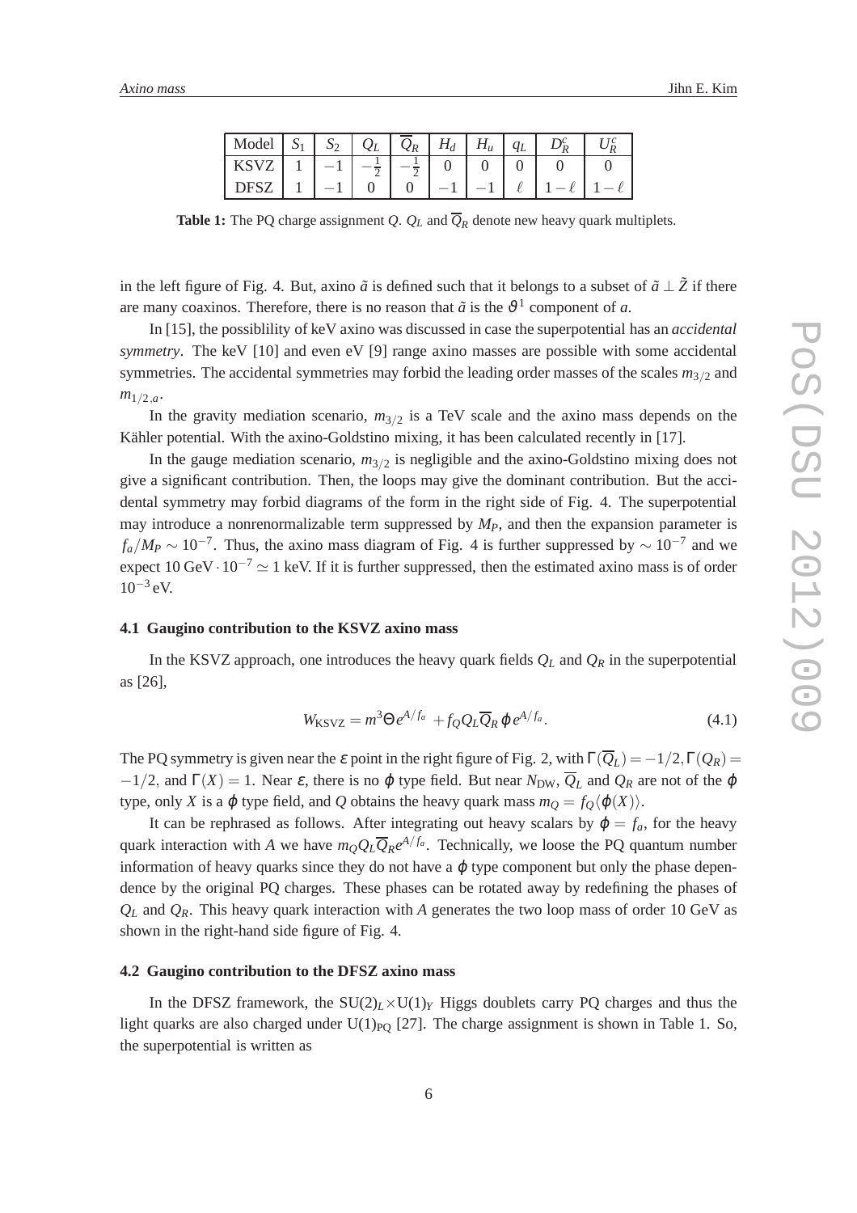| Model | $S_1$ | $S_2$ | $Q_L$ | $\overline{Q}_R$ | $H_d$ | $H_u$ | $q_L$ | $D_R^c$ | $U_R^c$ |
|---|---|---|---|---|---|---|---|---|---|
| KSVZ | 1 | $-1$ | $-\frac{1}{2}$ | $-\frac{1}{2}$ | 0 | 0 | 0 | 0 | 0 |
| DFSZ | 1 | $-1$ | 0 | 0 | $-1$ | $-1$ | $\ell$ | $1-\ell$ | $1-\ell$ |

**Table 1:** The PQ charge assignment $Q$. $Q_L$ and $\overline{Q}_R$ denote new heavy quark multiplets.

in the left figure of Fig. 4. But, axino $\tilde{a}$ is defined such that it belongs to a subset of $\tilde{a} \perp \tilde{Z}$ if there are many coaxinos. Therefore, there is no reason that $\tilde{a}$ is the $\vartheta^1$ component of $a$.

In [15], the possiblility of keV axino was discussed in case the superpotential has an *accidental symmetry*. The keV [10] and even eV [9] range axino masses are possible with some accidental symmetries. The accidental symmetries may forbid the leading order masses of the scales $m_{3/2}$ and $m_{1/2,a}$.

In the gravity mediation scenario, $m_{3/2}$ is a TeV scale and the axino mass depends on the Kähler potential. With the axino-Goldstino mixing, it has been calculated recently in [17].

In the gauge mediation scenario, $m_{3/2}$ is negligible and the axino-Goldstino mixing does not give a significant contribution. Then, the loops may give the dominant contribution. But the accidental symmetry may forbid diagrams of the form in the right side of Fig. 4. The superpotential may introduce a nonrenormalizable term suppressed by $M_P$, and then the expansion parameter is $f_a/M_P \sim 10^{-7}$. Thus, the axino mass diagram of Fig. 4 is further suppressed by $\sim 10^{-7}$ and we expect $10\,\text{GeV} \cdot 10^{-7} \simeq 1$ keV. If it is further suppressed, then the estimated axino mass is of order $10^{-3}$ eV.

### 4.1 Gaugino contribution to the KSVZ axino mass

In the KSVZ approach, one introduces the heavy quark fields $Q_L$ and $Q_R$ in the superpotential as [26],

$$W_{\text{KSVZ}} = m^3 \Theta e^{A/f_a} + f_Q Q_L \overline{Q}_R \varphi e^{A/f_a}. \tag{4.1}$$

The PQ symmetry is given near the $\varepsilon$ point in the right figure of Fig. 2, with $\Gamma(\overline{Q}_L) = -1/2, \Gamma(Q_R) = -1/2$, and $\Gamma(X) = 1$. Near $\varepsilon$, there is no $\varphi$ type field. But near $N_{\text{DW}}$, $\overline{Q}_L$ and $Q_R$ are not of the $\varphi$ type, only $X$ is a $\varphi$ type field, and $Q$ obtains the heavy quark mass $m_Q = f_Q \langle \varphi(X) \rangle$.

It can be rephrased as follows. After integrating out heavy scalars by $\varphi = f_a$, for the heavy quark interaction with $A$ we have $m_Q Q_L \overline{Q}_R e^{A/f_a}$. Technically, we loose the PQ quantum number information of heavy quarks since they do not have a $\varphi$ type component but only the phase dependence by the original PQ charges. These phases can be rotated away by redefining the phases of $Q_L$ and $Q_R$. This heavy quark interaction with $A$ generates the two loop mass of order 10 GeV as shown in the right-hand side figure of Fig. 4.

### 4.2 Gaugino contribution to the DFSZ axino mass

In the DFSZ framework, the $\text{SU(2)}_L \times \text{U(1)}_Y$ Higgs doublets carry PQ charges and thus the light quarks are also charged under $\text{U(1)}_{\text{PQ}}$ [27]. The charge assignment is shown in Table 1. So, the superpotential is written as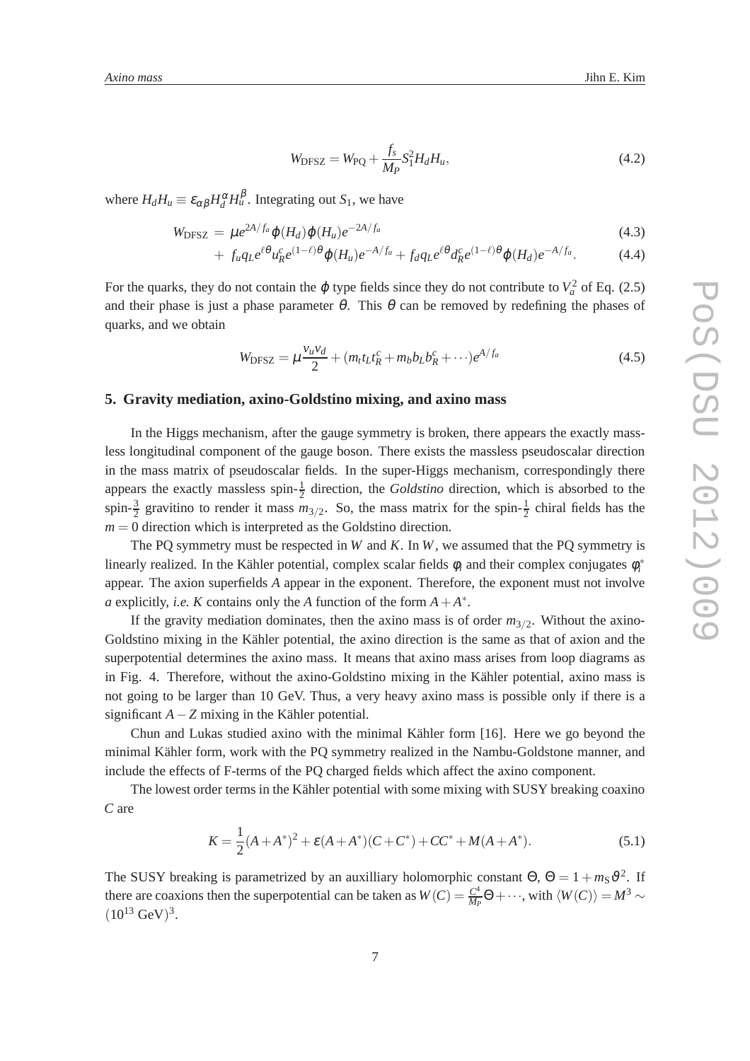$$W_{\rm DFSZ} = W_{\rm PQ} + \frac{f_s}{M_P} S_1^2 H_d H_u, \tag{4.2}$$

where $H_d H_u \equiv \varepsilon_{\alpha\beta} H_d^\alpha H_u^\beta$. Integrating out $S_1$, we have

$$W_{\rm DFSZ} = \mu e^{2A/f_a} \varphi(H_d)\varphi(H_u) e^{-2A/f_a} \tag{4.3}$$

$$+ \; f_u q_L e^{\ell\theta} u_R^c e^{(1-\ell)\theta} \varphi(H_u) e^{-A/f_a} + f_d q_L e^{\ell\theta} d_R^c e^{(1-\ell)\theta} \varphi(H_d) e^{-A/f_a}. \tag{4.4}$$

For the quarks, they do not contain the $\varphi$ type fields since they do not contribute to $V_a^2$ of Eq. (2.5) and their phase is just a phase parameter $\theta$. This $\theta$ can be removed by redefining the phases of quarks, and we obtain

$$W_{\rm DFSZ} = \mu \frac{v_u v_d}{2} + (m_t t_L t_R^c + m_b b_L b_R^c + \cdots) e^{A/f_a} \tag{4.5}$$

## 5. Gravity mediation, axino-Goldstino mixing, and axino mass

In the Higgs mechanism, after the gauge symmetry is broken, there appears the exactly massless longitudinal component of the gauge boson. There exists the massless pseudoscalar direction in the mass matrix of pseudoscalar fields. In the super-Higgs mechanism, correspondingly there appears the exactly massless spin-$\frac{1}{2}$ direction, the *Goldstino* direction, which is absorbed to the spin-$\frac{3}{2}$ gravitino to render it mass $m_{3/2}$. So, the mass matrix for the spin-$\frac{1}{2}$ chiral fields has the $m = 0$ direction which is interpreted as the Goldstino direction.

The PQ symmetry must be respected in $W$ and $K$. In $W$, we assumed that the PQ symmetry is linearly realized. In the Kähler potential, complex scalar fields $\phi_i$ and their complex conjugates $\phi_i^*$ appear. The axion superfields $A$ appear in the exponent. Therefore, the exponent must not involve $a$ explicitly, *i.e.* $K$ contains only the $A$ function of the form $A + A^*$.

If the gravity mediation dominates, then the axino mass is of order $m_{3/2}$. Without the axino-Goldstino mixing in the Kähler potential, the axino direction is the same as that of axion and the superpotential determines the axino mass. It means that axino mass arises from loop diagrams as in Fig. 4. Therefore, without the axino-Goldstino mixing in the Kähler potential, axino mass is not going to be larger than 10 GeV. Thus, a very heavy axino mass is possible only if there is a significant $A - Z$ mixing in the Kähler potential.

Chun and Lukas studied axino with the minimal Kähler form [16]. Here we go beyond the minimal Kähler form, work with the PQ symmetry realized in the Nambu-Goldstone manner, and include the effects of F-terms of the PQ charged fields which affect the axino component.

The lowest order terms in the Kähler potential with some mixing with SUSY breaking coaxino $C$ are

$$K = \frac{1}{2}(A + A^*)^2 + \varepsilon(A + A^*)(C + C^*) + CC^* + M(A + A^*). \tag{5.1}$$

The SUSY breaking is parametrized by an auxilliary holomorphic constant $\Theta$, $\Theta = 1 + m_{\rm S}\vartheta^2$. If there are coaxions then the superpotential can be taken as $W(C) = \frac{C^4}{M_P}\Theta + \cdots$, with $\langle W(C)\rangle = M^3 \sim (10^{13}\ {\rm GeV})^3$.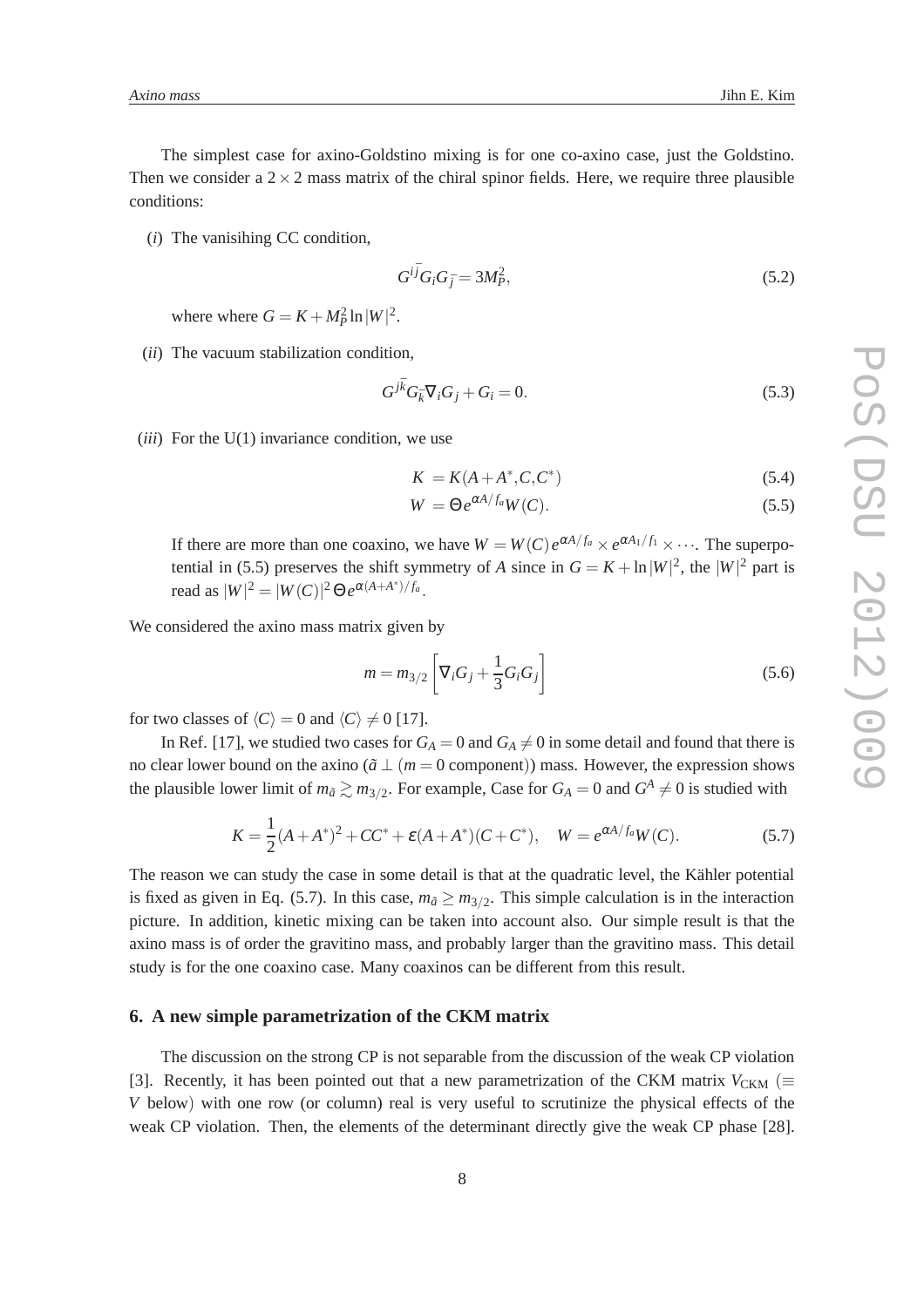The simplest case for axino-Goldstino mixing is for one co-axino case, just the Goldstino. Then we consider a $2\times 2$ mass matrix of the chiral spinor fields. Here, we require three plausible conditions:

($i$) The vanisihing CC condition,

$$G^{i\bar{j}}G_iG_{\bar{j}} = 3M_P^2, \tag{5.2}$$

where where $G = K + M_P^2 \ln|W|^2$.

($ii$) The vacuum stabilization condition,

$$G^{j\bar{k}}G_{\bar{k}}\nabla_i G_j + G_i = 0. \tag{5.3}$$

($iii$) For the U(1) invariance condition, we use

$$K = K(A + A^*, C, C^*) \tag{5.4}$$

$$W = \Theta e^{\alpha A/f_a} W(C). \tag{5.5}$$

If there are more than one coaxino, we have $W = W(C)\, e^{\alpha A/f_a} \times e^{\alpha A_1/f_1} \times \cdots$. The superpotential in (5.5) preserves the shift symmetry of $A$ since in $G = K + \ln|W|^2$, the $|W|^2$ part is read as $|W|^2 = |W(C)|^2\,\Theta e^{\alpha(A+A^*)/f_a}$.

We considered the axino mass matrix given by

$$m = m_{3/2}\left[\nabla_i G_j + \frac{1}{3}G_iG_j\right] \tag{5.6}$$

for two classes of $\langle C\rangle = 0$ and $\langle C\rangle \neq 0$ [17].

In Ref. [17], we studied two cases for $G_A = 0$ and $G_A \neq 0$ in some detail and found that there is no clear lower bound on the axino ($\tilde{a} \perp (m = 0$ component$)$) mass. However, the expression shows the plausible lower limit of $m_{\tilde{a}} \gtrsim m_{3/2}$. For example, Case for $G_A = 0$ and $G^A \neq 0$ is studied with

$$K = \frac{1}{2}(A + A^*)^2 + CC^* + \varepsilon(A + A^*)(C + C^*), \quad W = e^{\alpha A/f_a} W(C). \tag{5.7}$$

The reason we can study the case in some detail is that at the quadratic level, the Kähler potential is fixed as given in Eq. (5.7). In this case, $m_{\tilde{a}} \geq m_{3/2}$. This simple calculation is in the interaction picture. In addition, kinetic mixing can be taken into account also. Our simple result is that the axino mass is of order the gravitino mass, and probably larger than the gravitino mass. This detail study is for the one coaxino case. Many coaxinos can be different from this result.

## 6. A new simple parametrization of the CKM matrix

The discussion on the strong CP is not separable from the discussion of the weak CP violation [3]. Recently, it has been pointed out that a new parametrization of the CKM matrix $V_{\rm CKM}$ ($\equiv V$ below) with one row (or column) real is very useful to scrutinize the physical effects of the weak CP violation. Then, the elements of the determinant directly give the weak CP phase [28].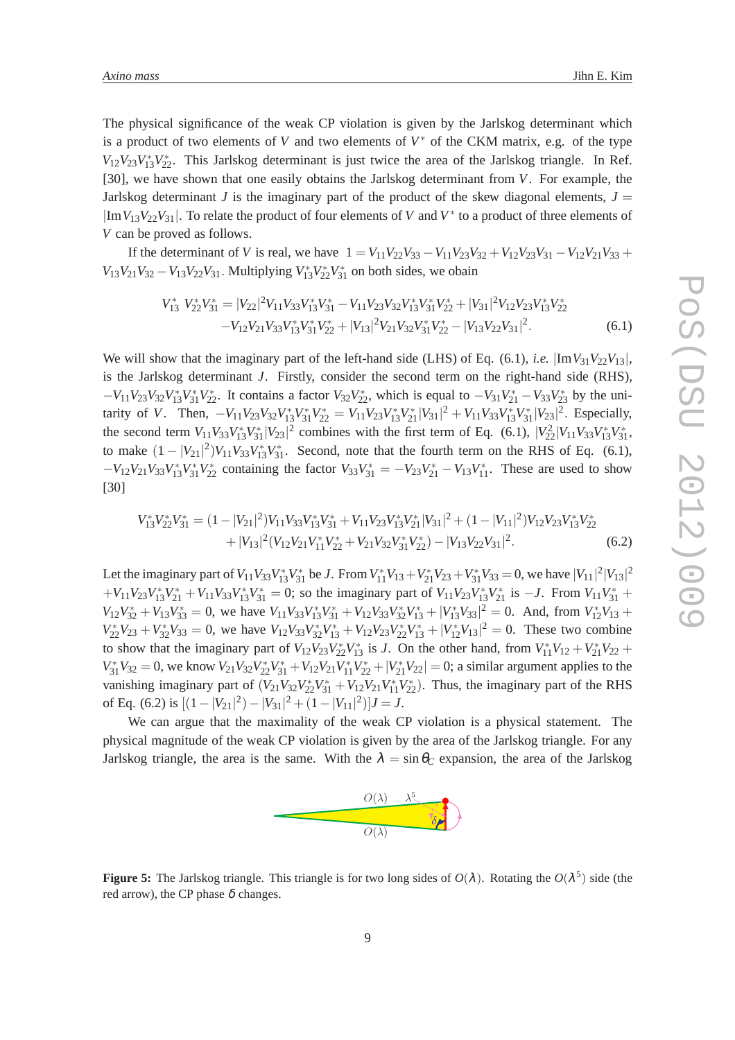The physical significance of the weak CP violation is given by the Jarlskog determinant which is a product of two elements of $V$ and two elements of $V^*$ of the CKM matrix, e.g. of the type $V_{12}V_{23}V_{13}^*V_{22}^*$. This Jarlskog determinant is just twice the area of the Jarlskog triangle. In Ref. [30], we have shown that one easily obtains the Jarlskog determinant from $V$. For example, the Jarlskog determinant $J$ is the imaginary part of the product of the skew diagonal elements, $J = |\text{Im}\, V_{13}V_{22}V_{31}|$. To relate the product of four elements of $V$ and $V^*$ to a product of three elements of $V$ can be proved as follows.

If the determinant of $V$ is real, we have $1 = V_{11}V_{22}V_{33} - V_{11}V_{23}V_{32} + V_{12}V_{23}V_{31} - V_{12}V_{21}V_{33} + V_{13}V_{21}V_{32} - V_{13}V_{22}V_{31}$. Multiplying $V_{13}^*V_{22}^*V_{31}^*$ on both sides, we obain

$$
\begin{aligned}
V_{13}^*\, V_{22}^*V_{31}^* = |V_{22}|^2 V_{11}V_{33}V_{13}^*V_{31}^* - V_{11}V_{23}V_{32}V_{13}^*V_{31}^*V_{22}^* + |V_{31}|^2 V_{12}V_{23}V_{13}^*V_{22}^* \\
-V_{12}V_{21}V_{33}V_{13}^*V_{31}^*V_{22}^* + |V_{13}|^2 V_{21}V_{32}V_{31}^*V_{22}^* - |V_{13}V_{22}V_{31}|^2.
\end{aligned}
\tag{6.1}
$$

We will show that the imaginary part of the left-hand side (LHS) of Eq. (6.1), *i.e.* $|\text{Im}\, V_{31}V_{22}V_{13}|$, is the Jarlskog determinant $J$. Firstly, consider the second term on the right-hand side (RHS), $-V_{11}V_{23}V_{32}V_{13}^*V_{31}^*V_{22}^*$. It contains a factor $V_{32}V_{22}^*$, which is equal to $-V_{31}V_{21}^* - V_{33}V_{23}^*$ by the unitarity of $V$. Then, $-V_{11}V_{23}V_{32}V_{13}^*V_{31}^*V_{22}^* = V_{11}V_{23}V_{13}^*V_{21}^*|V_{31}|^2 + V_{11}V_{33}V_{13}^*V_{31}^*|V_{23}|^2$. Especially, the second term $V_{11}V_{33}V_{13}^*V_{31}^*|V_{23}|^2$ combines with the first term of Eq. (6.1), $|V_{22}^2|V_{11}V_{33}V_{13}^*V_{31}^*$, to make $(1-|V_{21}|^2)V_{11}V_{33}V_{13}^*V_{31}^*$. Second, note that the fourth term on the RHS of Eq. (6.1), $-V_{12}V_{21}V_{33}V_{13}^*V_{31}^*V_{22}^*$ containing the factor $V_{33}V_{31}^* = -V_{23}V_{21}^* - V_{13}V_{11}^*$. These are used to show [30]

$$
\begin{aligned}
V_{13}^*V_{22}^*V_{31}^* = (1-|V_{21}|^2)V_{11}V_{33}V_{13}^*V_{31}^* + V_{11}V_{23}V_{13}^*V_{21}^*|V_{31}|^2 + (1-|V_{11}|^2)V_{12}V_{23}V_{13}^*V_{22}^* \\
+|V_{13}|^2(V_{12}V_{21}V_{11}^*V_{22}^* + V_{21}V_{32}V_{31}^*V_{22}^*) - |V_{13}V_{22}V_{31}|^2.
\end{aligned}
\tag{6.2}
$$

Let the imaginary part of $V_{11}V_{33}V_{13}^*V_{31}^*$ be $J$. From $V_{11}^*V_{13} + V_{21}^*V_{23} + V_{31}^*V_{33} = 0$, we have $|V_{11}|^2|V_{13}|^2 + V_{11}V_{23}V_{13}^*V_{21}^* + V_{11}V_{33}V_{13}^*V_{31}^* = 0$; so the imaginary part of $V_{11}V_{23}V_{13}^*V_{21}^*$ is $-J$. From $V_{11}V_{31}^* + V_{12}V_{32}^* + V_{13}V_{33}^* = 0$, we have $V_{11}V_{33}V_{13}^*V_{31}^* + V_{12}V_{33}V_{32}^*V_{13}^* + |V_{13}^*V_{33}|^2 = 0$. And, from $V_{12}^*V_{13} + V_{22}^*V_{23} + V_{32}^*V_{33} = 0$, we have $V_{12}V_{33}V_{32}^*V_{13}^* + V_{12}V_{23}V_{22}^*V_{13}^* + |V_{12}^*V_{13}|^2 = 0$. These two combine to show that the imaginary part of $V_{12}V_{23}V_{22}^*V_{13}^*$ is $J$. On the other hand, from $V_{11}^*V_{12} + V_{21}^*V_{22} + V_{31}^*V_{32} = 0$, we know $V_{21}V_{32}V_{22}^*V_{31}^* + V_{12}V_{21}V_{11}^*V_{22}^* + |V_{21}^*V_{22}| = 0$; a similar argument applies to the vanishing imaginary part of $(V_{21}V_{32}V_{22}^*V_{31}^* + V_{12}V_{21}V_{11}^*V_{22}^*)$. Thus, the imaginary part of the RHS of Eq. (6.2) is $[(1-|V_{21}|^2) - |V_{31}|^2 + (1-|V_{11}|^2)]J = J$.

We can argue that the maximality of the weak CP violation is a physical statement. The physical magnitude of the weak CP violation is given by the area of the Jarlskog triangle. For any Jarlskog triangle, the area is the same. With the $\lambda = \sin\theta_C$ expansion, the area of the Jarlskog

**Figure 5:** The Jarlskog triangle. This triangle is for two long sides of $O(\lambda)$. Rotating the $O(\lambda^5)$ side (the red arrow), the CP phase $\delta$ changes.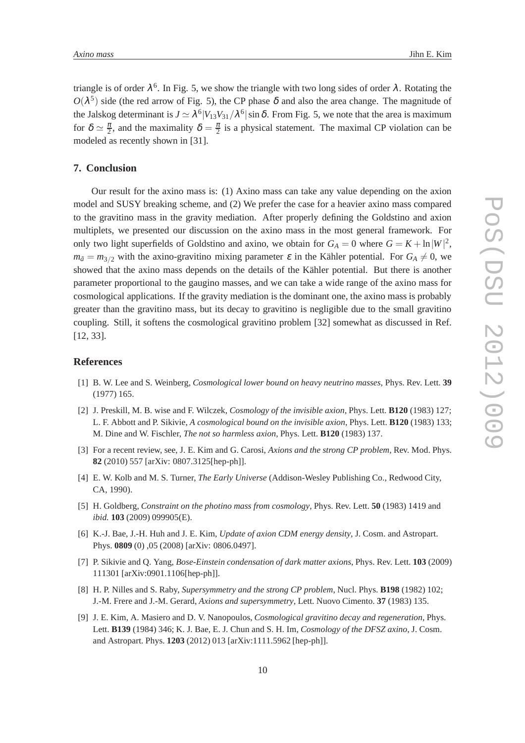triangle is of order $\lambda^6$. In Fig. 5, we show the triangle with two long sides of order $\lambda$. Rotating the $O(\lambda^5)$ side (the red arrow of Fig. 5), the CP phase $\delta$ and also the area change. The magnitude of the Jalskog determinant is $J \simeq \lambda^6 |V_{13}V_{31}/\lambda^6| \sin\delta$. From Fig. 5, we note that the area is maximum for $\delta \simeq \frac{\pi}{2}$, and the maximality $\delta = \frac{\pi}{2}$ is a physical statement. The maximal CP violation can be modeled as recently shown in [31].

## 7. Conclusion

Our result for the axino mass is: (1) Axino mass can take any value depending on the axion model and SUSY breaking scheme, and (2) We prefer the case for a heavier axino mass compared to the gravitino mass in the gravity mediation. After properly defining the Goldstino and axion multiplets, we presented our discussion on the axino mass in the most general framework. For only two light superfields of Goldstino and axino, we obtain for $G_A = 0$ where $G = K + \ln|W|^2$, $m_{\tilde{a}} = m_{3/2}$ with the axino-gravitino mixing parameter $\varepsilon$ in the Kähler potential. For $G_A \neq 0$, we showed that the axino mass depends on the details of the Kähler potential. But there is another parameter proportional to the gaugino masses, and we can take a wide range of the axino mass for cosmological applications. If the gravity mediation is the dominant one, the axino mass is probably greater than the gravitino mass, but its decay to gravitino is negligible due to the small gravitino coupling. Still, it softens the cosmological gravitino problem [32] somewhat as discussed in Ref. [12, 33].

## References

[1] B. W. Lee and S. Weinberg, *Cosmological lower bound on heavy neutrino masses*, Phys. Rev. Lett. **39** (1977) 165.

[2] J. Preskill, M. B. wise and F. Wilczek, *Cosmology of the invisible axion*, Phys. Lett. **B120** (1983) 127; L. F. Abbott and P. Sikivie, *A cosmological bound on the invisible axion*, Phys. Lett. **B120** (1983) 133; M. Dine and W. Fischler, *The not so harmless axion*, Phys. Lett. **B120** (1983) 137.

[3] For a recent review, see, J. E. Kim and G. Carosi, *Axions and the strong CP problem*, Rev. Mod. Phys. **82** (2010) 557 [arXiv: 0807.3125[hep-ph]].

[4] E. W. Kolb and M. S. Turner, *The Early Universe* (Addison-Wesley Publishing Co., Redwood City, CA, 1990).

[5] H. Goldberg, *Constraint on the photino mass from cosmology*, Phys. Rev. Lett. **50** (1983) 1419 and *ibid.* **103** (2009) 099905(E).

[6] K.-J. Bae, J.-H. Huh and J. E. Kim, *Update of axion CDM energy density*, J. Cosm. and Astropart. Phys. **0809** (0) ,05 (2008) [arXiv: 0806.0497].

[7] P. Sikivie and Q. Yang, *Bose-Einstein condensation of dark matter axions*, Phys. Rev. Lett. **103** (2009) 111301 [arXiv:0901.1106[hep-ph]].

[8] H. P. Nilles and S. Raby, *Supersymmetry and the strong CP problem*, Nucl. Phys. **B198** (1982) 102; J.-M. Frere and J.-M. Gerard, *Axions and supersymmetry*, Lett. Nuovo Cimento. **37** (1983) 135.

[9] J. E. Kim, A. Masiero and D. V. Nanopoulos, *Cosmological gravitino decay and regeneration*, Phys. Lett. **B139** (1984) 346; K. J. Bae, E. J. Chun and S. H. Im, *Cosmology of the DFSZ axino*, J. Cosm. and Astropart. Phys. **1203** (2012) 013 [arXiv:1111.5962 [hep-ph]].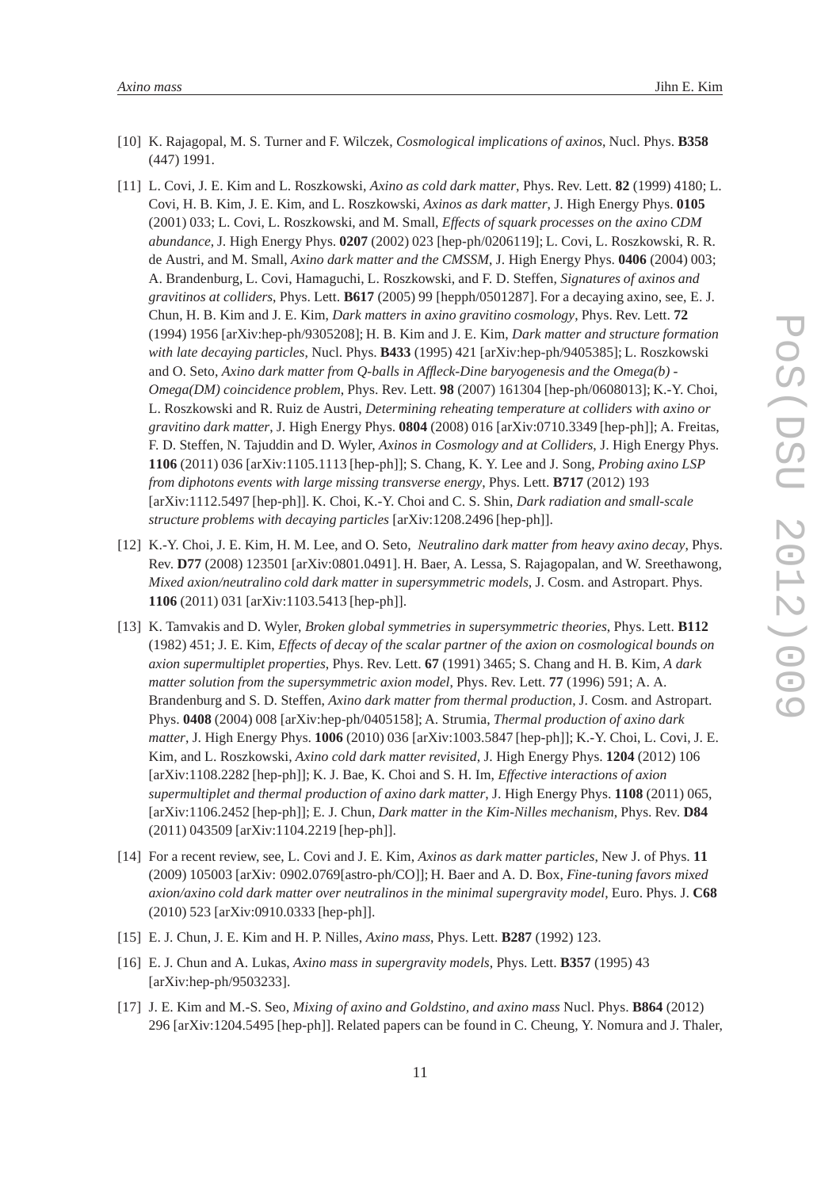[10] K. Rajagopal, M. S. Turner and F. Wilczek, *Cosmological implications of axinos*, Nucl. Phys. **B358** (447) 1991.

[11] L. Covi, J. E. Kim and L. Roszkowski, *Axino as cold dark matter*, Phys. Rev. Lett. **82** (1999) 4180; L. Covi, H. B. Kim, J. E. Kim, and L. Roszkowski, *Axinos as dark matter*, J. High Energy Phys. **0105** (2001) 033; L. Covi, L. Roszkowski, and M. Small, *Effects of squark processes on the axino CDM abundance*, J. High Energy Phys. **0207** (2002) 023 [hep-ph/0206119]; L. Covi, L. Roszkowski, R. R. de Austri, and M. Small, *Axino dark matter and the CMSSM*, J. High Energy Phys. **0406** (2004) 003; A. Brandenburg, L. Covi, Hamaguchi, L. Roszkowski, and F. D. Steffen, *Signatures of axinos and gravitinos at colliders*, Phys. Lett. **B617** (2005) 99 [hepph/0501287]. For a decaying axino, see, E. J. Chun, H. B. Kim and J. E. Kim, *Dark matters in axino gravitino cosmology*, Phys. Rev. Lett. **72** (1994) 1956 [arXiv:hep-ph/9305208]; H. B. Kim and J. E. Kim, *Dark matter and structure formation with late decaying particles*, Nucl. Phys. **B433** (1995) 421 [arXiv:hep-ph/9405385]; L. Roszkowski and O. Seto, *Axino dark matter from Q-balls in Affleck-Dine baryogenesis and the Omega(b) - Omega(DM) coincidence problem*, Phys. Rev. Lett. **98** (2007) 161304 [hep-ph/0608013]; K.-Y. Choi, L. Roszkowski and R. Ruiz de Austri, *Determining reheating temperature at colliders with axino or gravitino dark matter*, J. High Energy Phys. **0804** (2008) 016 [arXiv:0710.3349 [hep-ph]]; A. Freitas, F. D. Steffen, N. Tajuddin and D. Wyler, *Axinos in Cosmology and at Colliders*, J. High Energy Phys. **1106** (2011) 036 [arXiv:1105.1113 [hep-ph]]; S. Chang, K. Y. Lee and J. Song, *Probing axino LSP from diphotons events with large missing transverse energy*, Phys. Lett. **B717** (2012) 193 [arXiv:1112.5497 [hep-ph]]. K. Choi, K.-Y. Choi and C. S. Shin, *Dark radiation and small-scale structure problems with decaying particles* [arXiv:1208.2496 [hep-ph]].

[12] K.-Y. Choi, J. E. Kim, H. M. Lee, and O. Seto, *Neutralino dark matter from heavy axino decay*, Phys. Rev. **D77** (2008) 123501 [arXiv:0801.0491]. H. Baer, A. Lessa, S. Rajagopalan, and W. Sreethawong, *Mixed axion/neutralino cold dark matter in supersymmetric models*, J. Cosm. and Astropart. Phys. **1106** (2011) 031 [arXiv:1103.5413 [hep-ph]].

[13] K. Tamvakis and D. Wyler, *Broken global symmetries in supersymmetric theories*, Phys. Lett. **B112** (1982) 451; J. E. Kim, *Effects of decay of the scalar partner of the axion on cosmological bounds on axion supermultiplet properties*, Phys. Rev. Lett. **67** (1991) 3465; S. Chang and H. B. Kim, *A dark matter solution from the supersymmetric axion model*, Phys. Rev. Lett. **77** (1996) 591; A. A. Brandenburg and S. D. Steffen, *Axino dark matter from thermal production*, J. Cosm. and Astropart. Phys. **0408** (2004) 008 [arXiv:hep-ph/0405158]; A. Strumia, *Thermal production of axino dark matter*, J. High Energy Phys. **1006** (2010) 036 [arXiv:1003.5847 [hep-ph]]; K.-Y. Choi, L. Covi, J. E. Kim, and L. Roszkowski, *Axino cold dark matter revisited*, J. High Energy Phys. **1204** (2012) 106 [arXiv:1108.2282 [hep-ph]]; K. J. Bae, K. Choi and S. H. Im, *Effective interactions of axion supermultiplet and thermal production of axino dark matter*, J. High Energy Phys. **1108** (2011) 065, [arXiv:1106.2452 [hep-ph]]; E. J. Chun, *Dark matter in the Kim-Nilles mechanism*, Phys. Rev. **D84** (2011) 043509 [arXiv:1104.2219 [hep-ph]].

[14] For a recent review, see, L. Covi and J. E. Kim, *Axinos as dark matter particles*, New J. of Phys. **11** (2009) 105003 [arXiv: 0902.0769[astro-ph/CO]]; H. Baer and A. D. Box, *Fine-tuning favors mixed axion/axino cold dark matter over neutralinos in the minimal supergravity model*, Euro. Phys. J. **C68** (2010) 523 [arXiv:0910.0333 [hep-ph]].

[15] E. J. Chun, J. E. Kim and H. P. Nilles, *Axino mass*, Phys. Lett. **B287** (1992) 123.

[16] E. J. Chun and A. Lukas, *Axino mass in supergravity models*, Phys. Lett. **B357** (1995) 43 [arXiv:hep-ph/9503233].

[17] J. E. Kim and M.-S. Seo, *Mixing of axino and Goldstino, and axino mass* Nucl. Phys. **B864** (2012) 296 [arXiv:1204.5495 [hep-ph]]. Related papers can be found in C. Cheung, Y. Nomura and J. Thaler,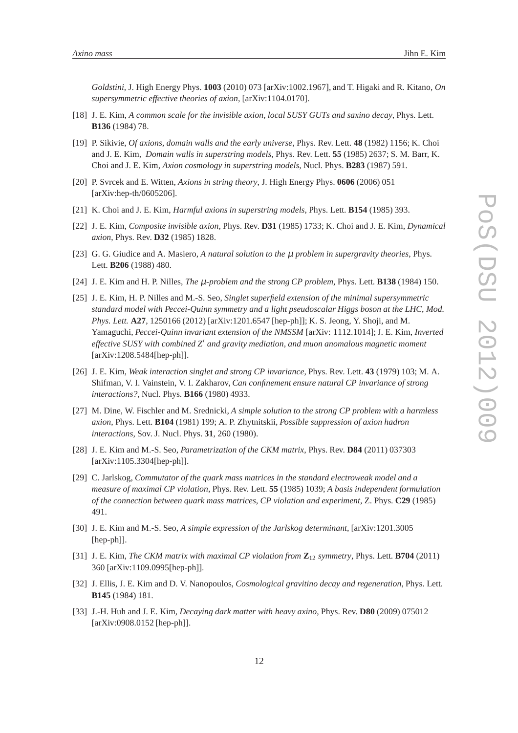*Goldstini*, J. High Energy Phys. **1003** (2010) 073 [arXiv:1002.1967], and T. Higaki and R. Kitano, *On supersymmetric effective theories of axion*, [arXiv:1104.0170].

[18] J. E. Kim, *A common scale for the invisible axion, local SUSY GUTs and saxino decay*, Phys. Lett. **B136** (1984) 78.

[19] P. Sikivie, *Of axions, domain walls and the early universe*, Phys. Rev. Lett. **48** (1982) 1156; K. Choi and J. E. Kim, *Domain walls in superstring models*, Phys. Rev. Lett. **55** (1985) 2637; S. M. Barr, K. Choi and J. E. Kim, *Axion cosmology in superstring models*, Nucl. Phys. **B283** (1987) 591.

[20] P. Svrcek and E. Witten, *Axions in string theory*, J. High Energy Phys. **0606** (2006) 051 [arXiv:hep-th/0605206].

[21] K. Choi and J. E. Kim, *Harmful axions in superstring models*, Phys. Lett. **B154** (1985) 393.

[22] J. E. Kim, *Composite invisible axion*, Phys. Rev. **D31** (1985) 1733; K. Choi and J. E. Kim, *Dynamical axion*, Phys. Rev. **D32** (1985) 1828.

[23] G. G. Giudice and A. Masiero, *A natural solution to the $\mu$ problem in supergravity theories*, Phys. Lett. **B206** (1988) 480.

[24] J. E. Kim and H. P. Nilles, *The $\mu$-problem and the strong CP problem*, Phys. Lett. **B138** (1984) 150.

[25] J. E. Kim, H. P. Nilles and M.-S. Seo, *Singlet superfield extension of the minimal supersymmetric standard model with Peccei-Quinn symmetry and a light pseudoscalar Higgs boson at the LHC, Mod. Phys. Lett.* **A27**, 1250166 (2012) [arXiv:1201.6547 [hep-ph]]; K. S. Jeong, Y. Shoji, and M. Yamaguchi, *Peccei-Quinn invariant extension of the NMSSM* [arXiv: 1112.1014]; J. E. Kim, *Inverted effective SUSY with combined $Z'$ and gravity mediation, and muon anomalous magnetic moment* [arXiv:1208.5484[hep-ph]].

[26] J. E. Kim, *Weak interaction singlet and strong CP invariance*, Phys. Rev. Lett. **43** (1979) 103; M. A. Shifman, V. I. Vainstein, V. I. Zakharov, *Can confinement ensure natural CP invariance of strong interactions?*, Nucl. Phys. **B166** (1980) 4933.

[27] M. Dine, W. Fischler and M. Srednicki, *A simple solution to the strong CP problem with a harmless axion*, Phys. Lett. **B104** (1981) 199; A. P. Zhytnitskii, *Possible suppression of axion hadron interactions*, Sov. J. Nucl. Phys. **31**, 260 (1980).

[28] J. E. Kim and M.-S. Seo, *Parametrization of the CKM matrix*, Phys. Rev. **D84** (2011) 037303 [arXiv:1105.3304[hep-ph]].

[29] C. Jarlskog, *Commutator of the quark mass matrices in the standard electroweak model and a measure of maximal CP violation*, Phys. Rev. Lett. **55** (1985) 1039; *A basis independent formulation of the connection between quark mass matrices, CP violation and experiment*, Z. Phys. **C29** (1985) 491.

[30] J. E. Kim and M.-S. Seo, *A simple expression of the Jarlskog determinant*, [arXiv:1201.3005 [hep-ph]].

[31] J. E. Kim, *The CKM matrix with maximal CP violation from $\mathbf{Z}_{12}$ symmetry*, Phys. Lett. **B704** (2011) 360 [arXiv:1109.0995[hep-ph]].

[32] J. Ellis, J. E. Kim and D. V. Nanopoulos, *Cosmological gravitino decay and regeneration*, Phys. Lett. **B145** (1984) 181.

[33] J.-H. Huh and J. E. Kim, *Decaying dark matter with heavy axino*, Phys. Rev. **D80** (2009) 075012 [arXiv:0908.0152 [hep-ph]].